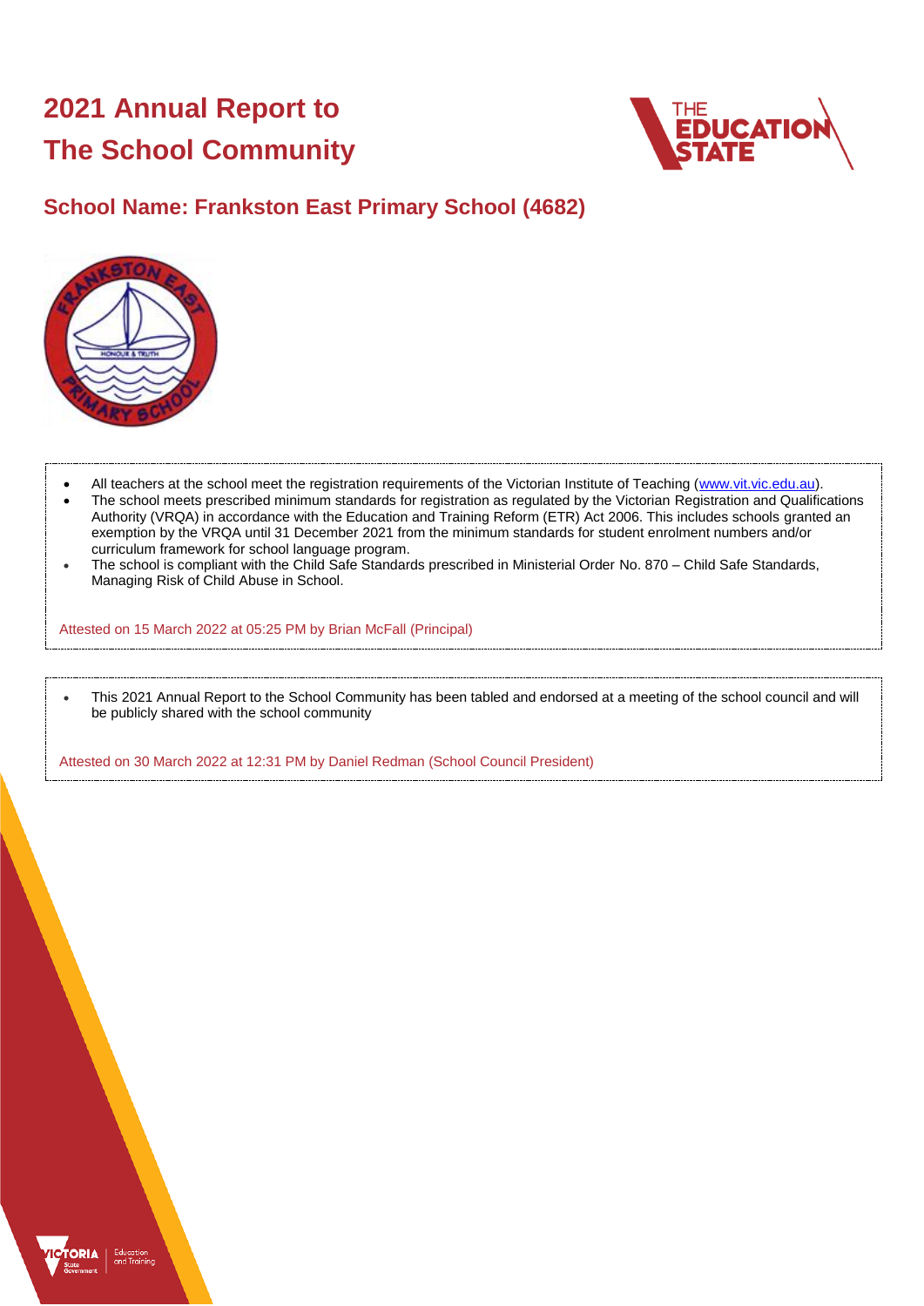# 2021 Annual Report to The School Community

## School Name: Frankston East Primary School (4682)

- All teachers at the school meet the registration requirements of the Victorian Institute of Teaching (www.vit.vic.edu.au).
- The school meets prescribed minimum standards for registration as regulated by the Victorian Registration and Qualifications Authority (VRQA) in accordance with the Education and Training Reform (ETR) Act 2006. This includes schools granted an exemption by the VRQA until 31 December 2021 from the minimum standards for student enrolment numbers and/or curriculum framework for school language program.
- The school is compliant with the Child Safe Standards prescribed in Ministerial Order No. 870 – Child Safe Standards, Managing Risk of Child Abuse in School.

Attested on 15 March 2022 at 05:25 PM by Brian McFall (Principal)

- This 2021 Annual Report to the School Community has been tabled and endorsed at a meeting of the school council and will be publicly shared with the school community

Attested on 30 March 2022 at 12:31 PM by Daniel Redman (School Council President)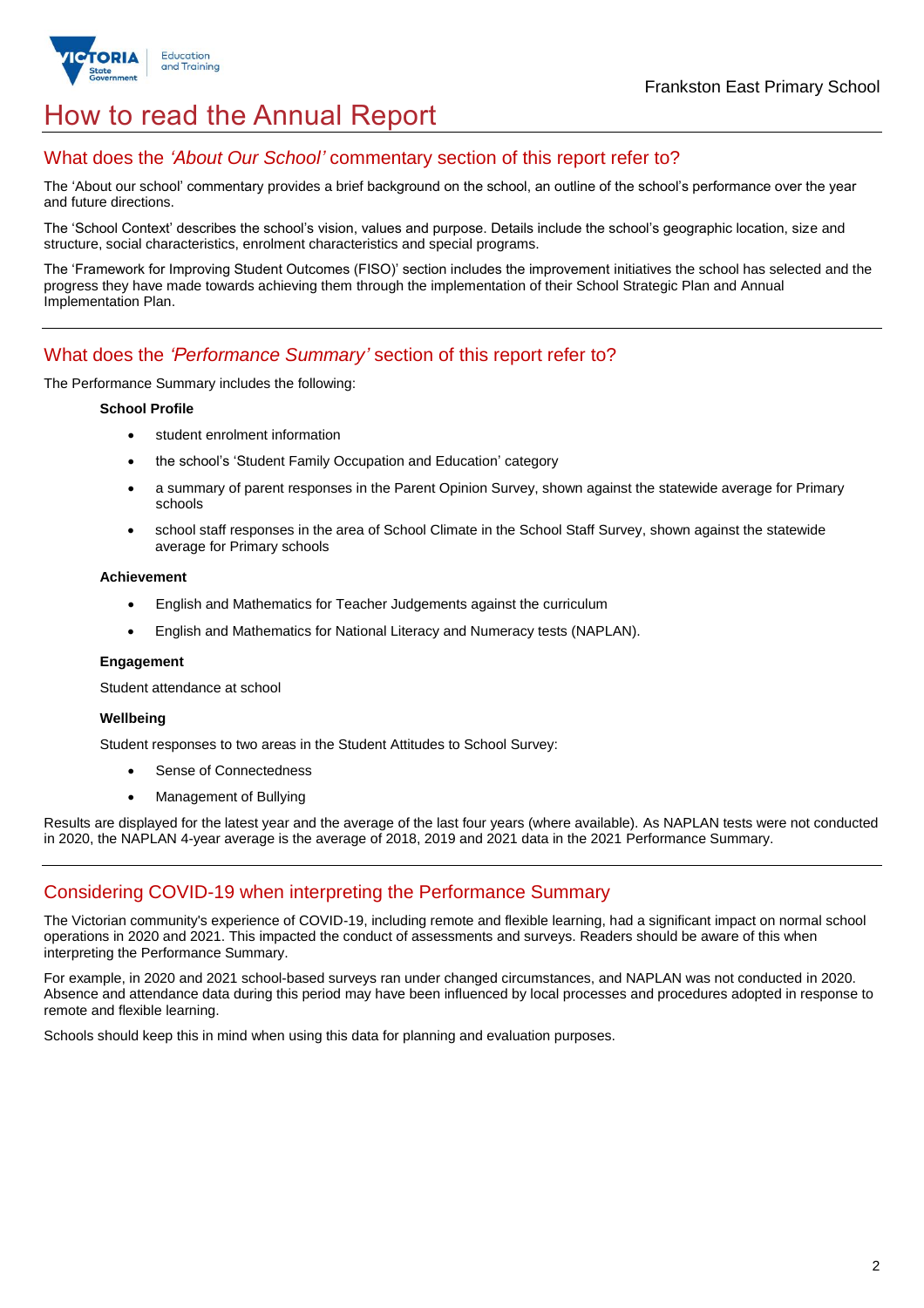# How to read the Annual Report

## What does the *'About Our School'* commentary section of this report refer to?

The 'About our school' commentary provides a brief background on the school, an outline of the school's performance over the year and future directions.

The 'School Context' describes the school's vision, values and purpose. Details include the school's geographic location, size and structure, social characteristics, enrolment characteristics and special programs.

The 'Framework for Improving Student Outcomes (FISO)' section includes the improvement initiatives the school has selected and the progress they have made towards achieving them through the implementation of their School Strategic Plan and Annual Implementation Plan.

## What does the *'Performance Summary'* section of this report refer to?

The Performance Summary includes the following:

**School Profile**

- student enrolment information
- the school's 'Student Family Occupation and Education' category
- a summary of parent responses in the Parent Opinion Survey, shown against the statewide average for Primary schools
- school staff responses in the area of School Climate in the School Staff Survey, shown against the statewide average for Primary schools

**Achievement**

- English and Mathematics for Teacher Judgements against the curriculum
- English and Mathematics for National Literacy and Numeracy tests (NAPLAN).

**Engagement**

Student attendance at school

**Wellbeing**

Student responses to two areas in the Student Attitudes to School Survey:

- Sense of Connectedness
- Management of Bullying

Results are displayed for the latest year and the average of the last four years (where available). As NAPLAN tests were not conducted in 2020, the NAPLAN 4-year average is the average of 2018, 2019 and 2021 data in the 2021 Performance Summary.

## Considering COVID-19 when interpreting the Performance Summary

The Victorian community's experience of COVID-19, including remote and flexible learning, had a significant impact on normal school operations in 2020 and 2021. This impacted the conduct of assessments and surveys. Readers should be aware of this when interpreting the Performance Summary.

For example, in 2020 and 2021 school-based surveys ran under changed circumstances, and NAPLAN was not conducted in 2020. Absence and attendance data during this period may have been influenced by local processes and procedures adopted in response to remote and flexible learning.

Schools should keep this in mind when using this data for planning and evaluation purposes.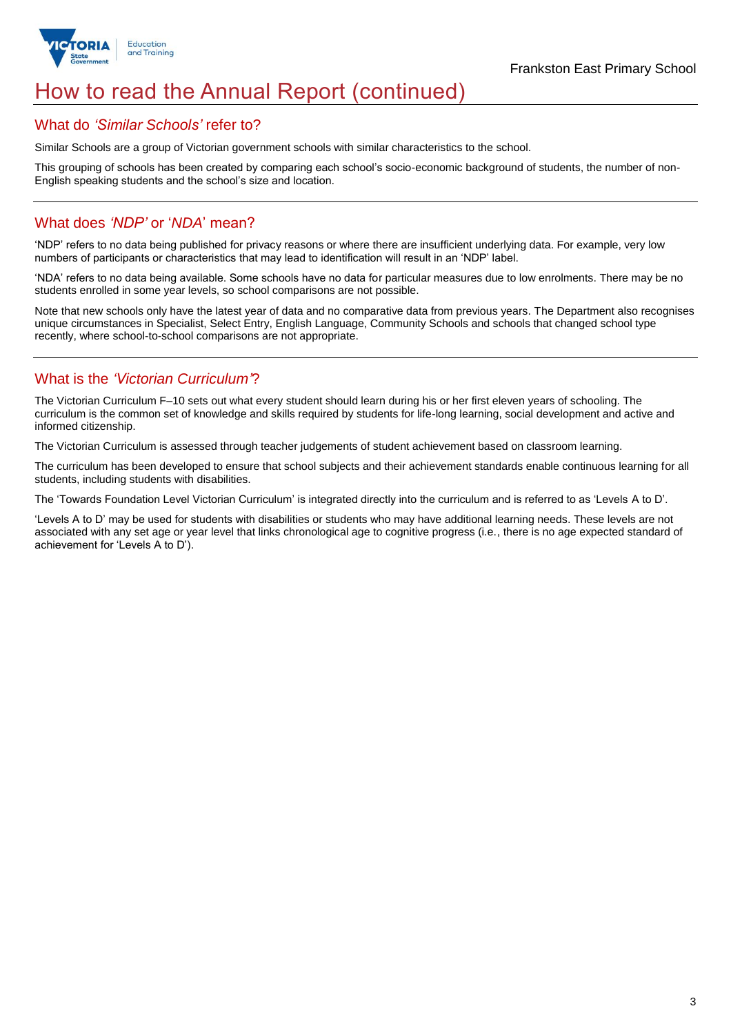# How to read the Annual Report (continued)

## What do *'Similar Schools'* refer to?

Similar Schools are a group of Victorian government schools with similar characteristics to the school.

This grouping of schools has been created by comparing each school's socio-economic background of students, the number of non-English speaking students and the school's size and location.

## What does *'NDP'* or '*NDA*' mean?

'NDP' refers to no data being published for privacy reasons or where there are insufficient underlying data. For example, very low numbers of participants or characteristics that may lead to identification will result in an 'NDP' label.

'NDA' refers to no data being available. Some schools have no data for particular measures due to low enrolments. There may be no students enrolled in some year levels, so school comparisons are not possible.

Note that new schools only have the latest year of data and no comparative data from previous years. The Department also recognises unique circumstances in Specialist, Select Entry, English Language, Community Schools and schools that changed school type recently, where school-to-school comparisons are not appropriate.

## What is the *'Victorian Curriculum'*?

The Victorian Curriculum F–10 sets out what every student should learn during his or her first eleven years of schooling. The curriculum is the common set of knowledge and skills required by students for life-long learning, social development and active and informed citizenship.

The Victorian Curriculum is assessed through teacher judgements of student achievement based on classroom learning.

The curriculum has been developed to ensure that school subjects and their achievement standards enable continuous learning for all students, including students with disabilities.

The 'Towards Foundation Level Victorian Curriculum' is integrated directly into the curriculum and is referred to as 'Levels A to D'.

'Levels A to D' may be used for students with disabilities or students who may have additional learning needs. These levels are not associated with any set age or year level that links chronological age to cognitive progress (i.e., there is no age expected standard of achievement for 'Levels A to D').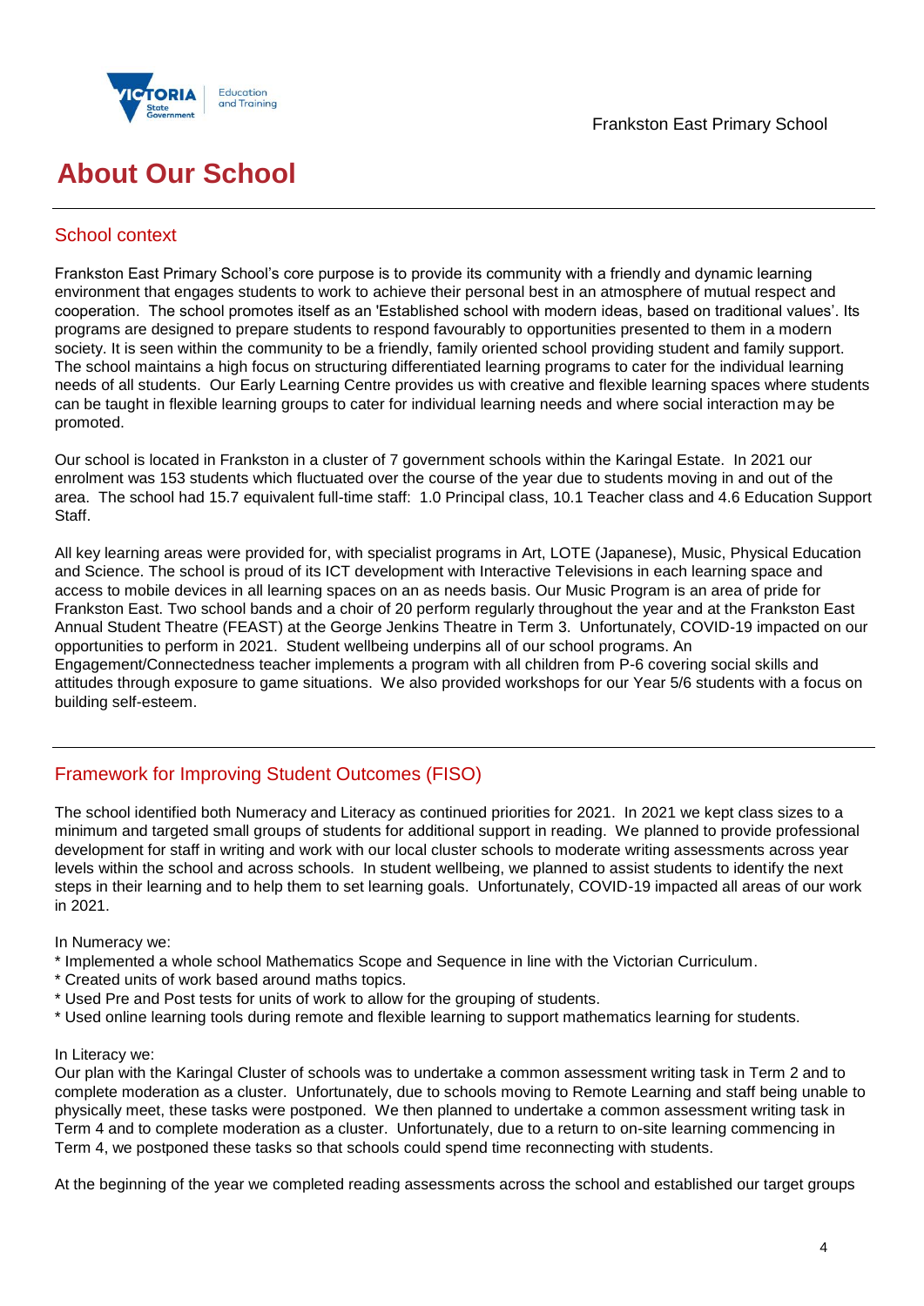# About Our School

## School context

Frankston East Primary School's core purpose is to provide its community with a friendly and dynamic learning environment that engages students to work to achieve their personal best in an atmosphere of mutual respect and cooperation. The school promotes itself as an 'Established school with modern ideas, based on traditional values'. Its programs are designed to prepare students to respond favourably to opportunities presented to them in a modern society. It is seen within the community to be a friendly, family oriented school providing student and family support. The school maintains a high focus on structuring differentiated learning programs to cater for the individual learning needs of all students. Our Early Learning Centre provides us with creative and flexible learning spaces where students can be taught in flexible learning groups to cater for individual learning needs and where social interaction may be promoted.

Our school is located in Frankston in a cluster of 7 government schools within the Karingal Estate. In 2021 our enrolment was 153 students which fluctuated over the course of the year due to students moving in and out of the area. The school had 15.7 equivalent full-time staff: 1.0 Principal class, 10.1 Teacher class and 4.6 Education Support Staff.

All key learning areas were provided for, with specialist programs in Art, LOTE (Japanese), Music, Physical Education and Science. The school is proud of its ICT development with Interactive Televisions in each learning space and access to mobile devices in all learning spaces on an as needs basis. Our Music Program is an area of pride for Frankston East. Two school bands and a choir of 20 perform regularly throughout the year and at the Frankston East Annual Student Theatre (FEAST) at the George Jenkins Theatre in Term 3. Unfortunately, COVID-19 impacted on our opportunities to perform in 2021. Student wellbeing underpins all of our school programs. An Engagement/Connectedness teacher implements a program with all children from P-6 covering social skills and attitudes through exposure to game situations. We also provided workshops for our Year 5/6 students with a focus on building self-esteem.

## Framework for Improving Student Outcomes (FISO)

The school identified both Numeracy and Literacy as continued priorities for 2021. In 2021 we kept class sizes to a minimum and targeted small groups of students for additional support in reading. We planned to provide professional development for staff in writing and work with our local cluster schools to moderate writing assessments across year levels within the school and across schools. In student wellbeing, we planned to assist students to identify the next steps in their learning and to help them to set learning goals. Unfortunately, COVID-19 impacted all areas of our work in 2021.

In Numeracy we:

* Implemented a whole school Mathematics Scope and Sequence in line with the Victorian Curriculum.
* Created units of work based around maths topics.
* Used Pre and Post tests for units of work to allow for the grouping of students.
* Used online learning tools during remote and flexible learning to support mathematics learning for students.

In Literacy we:

Our plan with the Karingal Cluster of schools was to undertake a common assessment writing task in Term 2 and to complete moderation as a cluster. Unfortunately, due to schools moving to Remote Learning and staff being unable to physically meet, these tasks were postponed. We then planned to undertake a common assessment writing task in Term 4 and to complete moderation as a cluster. Unfortunately, due to a return to on-site learning commencing in Term 4, we postponed these tasks so that schools could spend time reconnecting with students.

At the beginning of the year we completed reading assessments across the school and established our target groups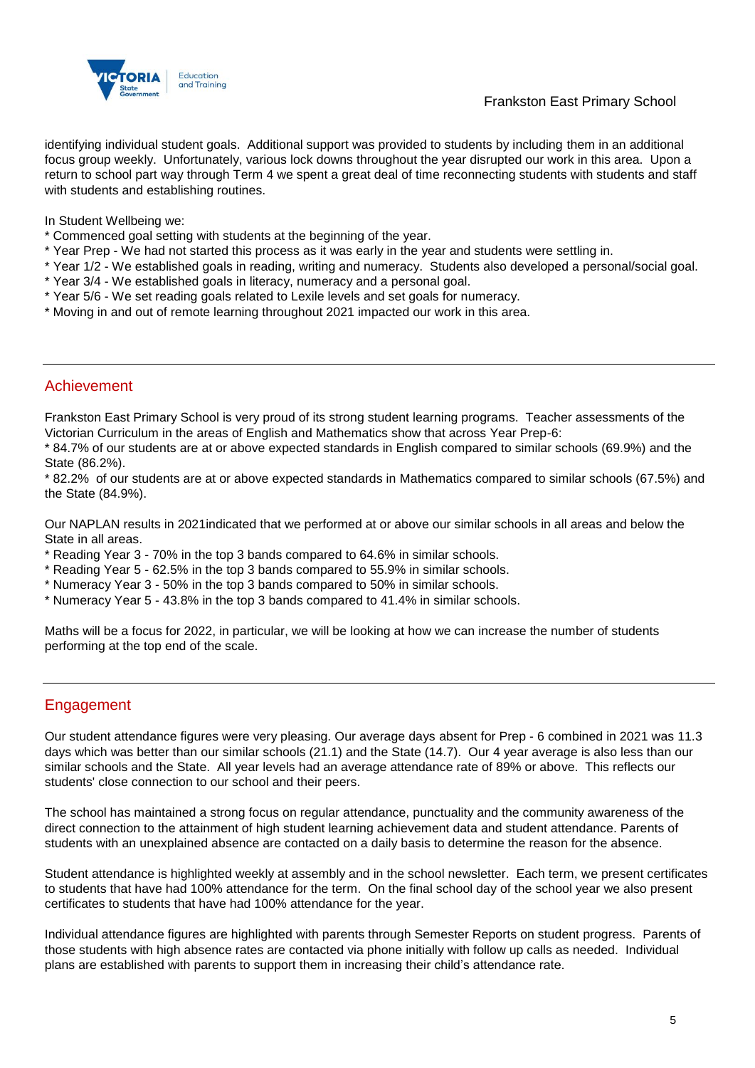identifying individual student goals. Additional support was provided to students by including them in an additional focus group weekly. Unfortunately, various lock downs throughout the year disrupted our work in this area. Upon a return to school part way through Term 4 we spent a great deal of time reconnecting students with students and staff with students and establishing routines.

In Student Wellbeing we:
* Commenced goal setting with students at the beginning of the year.
* Year Prep - We had not started this process as it was early in the year and students were settling in.
* Year 1/2 - We established goals in reading, writing and numeracy. Students also developed a personal/social goal.
* Year 3/4 - We established goals in literacy, numeracy and a personal goal.
* Year 5/6 - We set reading goals related to Lexile levels and set goals for numeracy.
* Moving in and out of remote learning throughout 2021 impacted our work in this area.

## Achievement

Frankston East Primary School is very proud of its strong student learning programs. Teacher assessments of the Victorian Curriculum in the areas of English and Mathematics show that across Year Prep-6:
* 84.7% of our students are at or above expected standards in English compared to similar schools (69.9%) and the State (86.2%).
* 82.2% of our students are at or above expected standards in Mathematics compared to similar schools (67.5%) and the State (84.9%).

Our NAPLAN results in 2021indicated that we performed at or above our similar schools in all areas and below the State in all areas.
* Reading Year 3 - 70% in the top 3 bands compared to 64.6% in similar schools.
* Reading Year 5 - 62.5% in the top 3 bands compared to 55.9% in similar schools.
* Numeracy Year 3 - 50% in the top 3 bands compared to 50% in similar schools.
* Numeracy Year 5 - 43.8% in the top 3 bands compared to 41.4% in similar schools.

Maths will be a focus for 2022, in particular, we will be looking at how we can increase the number of students performing at the top end of the scale.

## Engagement

Our student attendance figures were very pleasing. Our average days absent for Prep - 6 combined in 2021 was 11.3 days which was better than our similar schools (21.1) and the State (14.7). Our 4 year average is also less than our similar schools and the State. All year levels had an average attendance rate of 89% or above. This reflects our students' close connection to our school and their peers.

The school has maintained a strong focus on regular attendance, punctuality and the community awareness of the direct connection to the attainment of high student learning achievement data and student attendance. Parents of students with an unexplained absence are contacted on a daily basis to determine the reason for the absence.

Student attendance is highlighted weekly at assembly and in the school newsletter. Each term, we present certificates to students that have had 100% attendance for the term. On the final school day of the school year we also present certificates to students that have had 100% attendance for the year.

Individual attendance figures are highlighted with parents through Semester Reports on student progress. Parents of those students with high absence rates are contacted via phone initially with follow up calls as needed. Individual plans are established with parents to support them in increasing their child's attendance rate.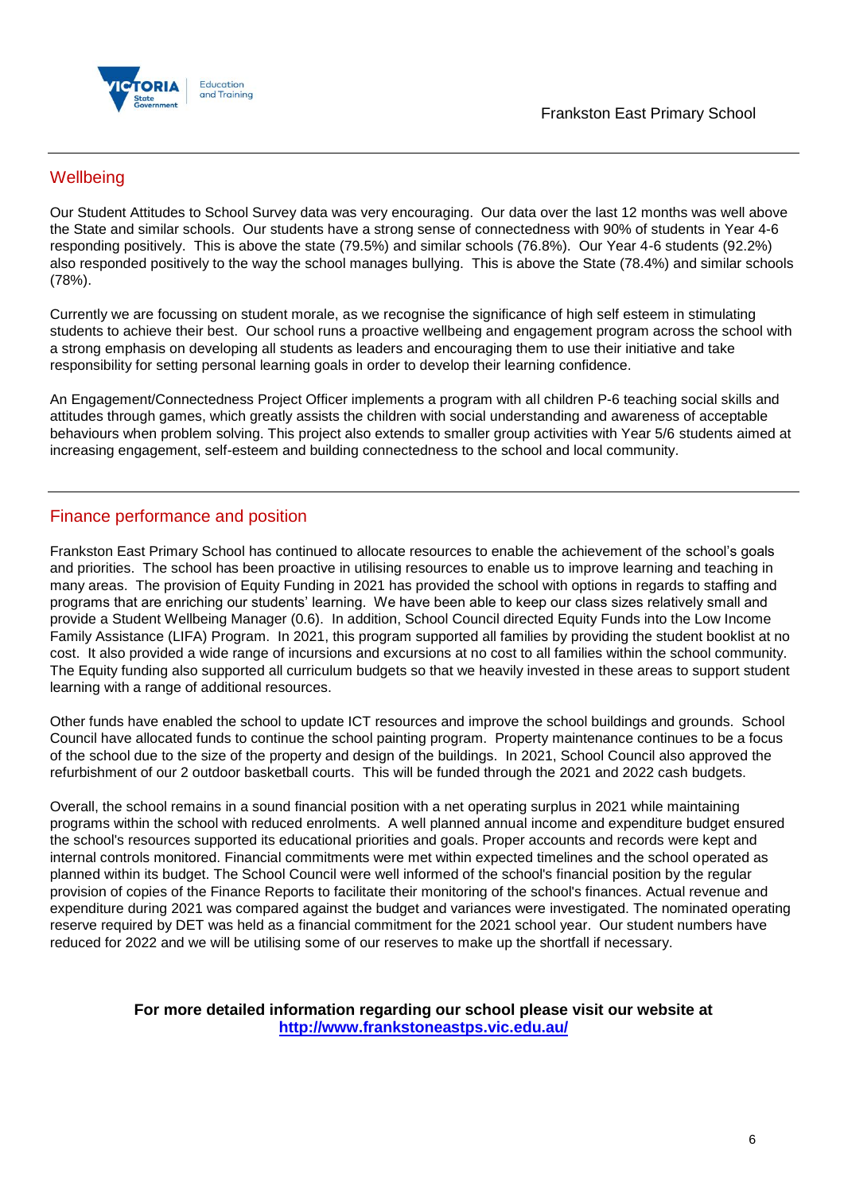## Wellbeing

Our Student Attitudes to School Survey data was very encouraging. Our data over the last 12 months was well above the State and similar schools. Our students have a strong sense of connectedness with 90% of students in Year 4-6 responding positively. This is above the state (79.5%) and similar schools (76.8%). Our Year 4-6 students (92.2%) also responded positively to the way the school manages bullying. This is above the State (78.4%) and similar schools (78%).

Currently we are focussing on student morale, as we recognise the significance of high self esteem in stimulating students to achieve their best. Our school runs a proactive wellbeing and engagement program across the school with a strong emphasis on developing all students as leaders and encouraging them to use their initiative and take responsibility for setting personal learning goals in order to develop their learning confidence.

An Engagement/Connectedness Project Officer implements a program with all children P-6 teaching social skills and attitudes through games, which greatly assists the children with social understanding and awareness of acceptable behaviours when problem solving. This project also extends to smaller group activities with Year 5/6 students aimed at increasing engagement, self-esteem and building connectedness to the school and local community.

## Finance performance and position

Frankston East Primary School has continued to allocate resources to enable the achievement of the school's goals and priorities. The school has been proactive in utilising resources to enable us to improve learning and teaching in many areas. The provision of Equity Funding in 2021 has provided the school with options in regards to staffing and programs that are enriching our students' learning. We have been able to keep our class sizes relatively small and provide a Student Wellbeing Manager (0.6). In addition, School Council directed Equity Funds into the Low Income Family Assistance (LIFA) Program. In 2021, this program supported all families by providing the student booklist at no cost. It also provided a wide range of incursions and excursions at no cost to all families within the school community. The Equity funding also supported all curriculum budgets so that we heavily invested in these areas to support student learning with a range of additional resources.

Other funds have enabled the school to update ICT resources and improve the school buildings and grounds. School Council have allocated funds to continue the school painting program. Property maintenance continues to be a focus of the school due to the size of the property and design of the buildings. In 2021, School Council also approved the refurbishment of our 2 outdoor basketball courts. This will be funded through the 2021 and 2022 cash budgets.

Overall, the school remains in a sound financial position with a net operating surplus in 2021 while maintaining programs within the school with reduced enrolments. A well planned annual income and expenditure budget ensured the school's resources supported its educational priorities and goals. Proper accounts and records were kept and internal controls monitored. Financial commitments were met within expected timelines and the school operated as planned within its budget. The School Council were well informed of the school's financial position by the regular provision of copies of the Finance Reports to facilitate their monitoring of the school's finances. Actual revenue and expenditure during 2021 was compared against the budget and variances were investigated. The nominated operating reserve required by DET was held as a financial commitment for the 2021 school year. Our student numbers have reduced for 2022 and we will be utilising some of our reserves to make up the shortfall if necessary.

**For more detailed information regarding our school please visit our website at [http://www.frankstoneastps.vic.edu.au/](http://www.frankstoneastps.vic.edu.au/)**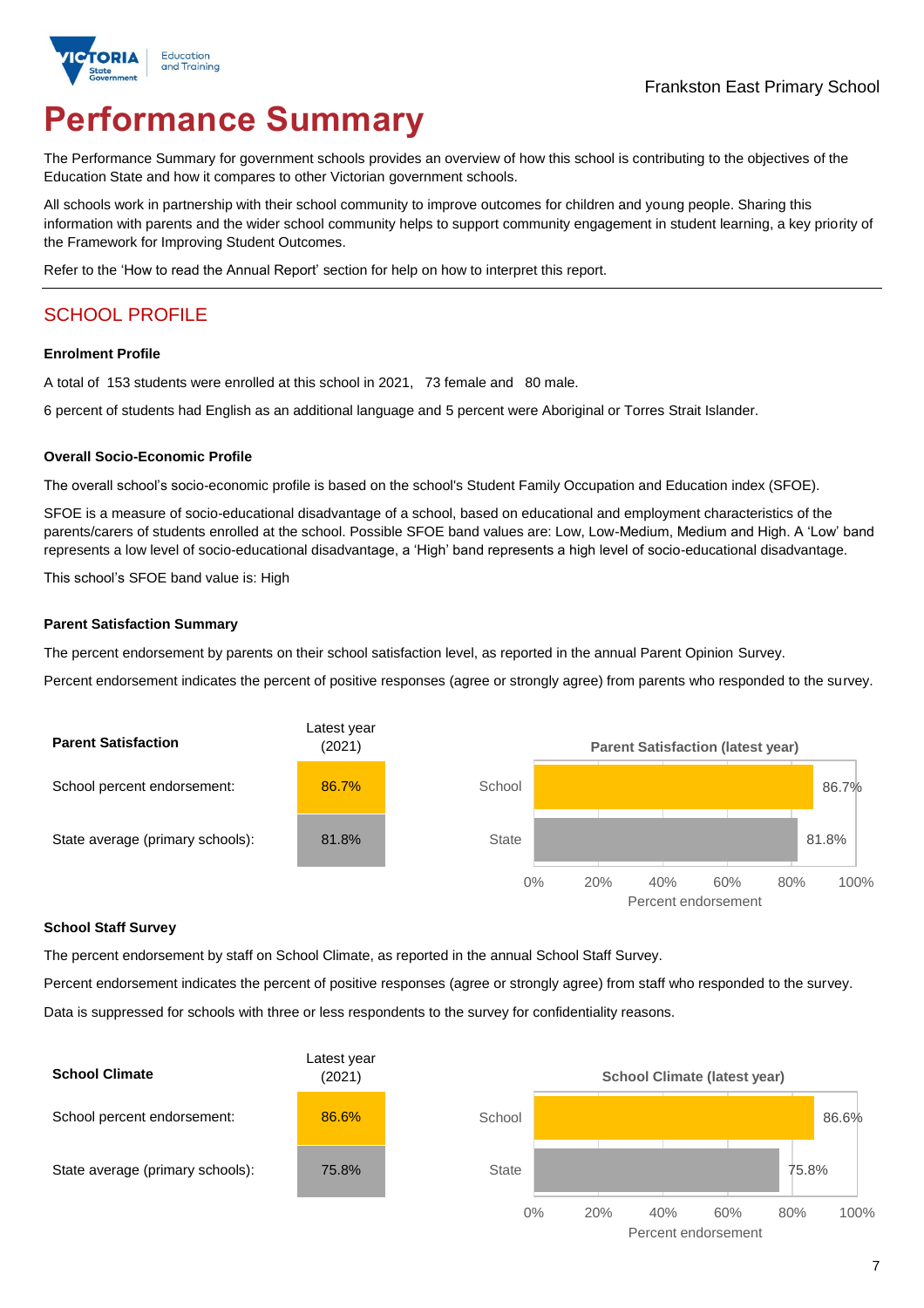# Performance Summary

The Performance Summary for government schools provides an overview of how this school is contributing to the objectives of the Education State and how it compares to other Victorian government schools.

All schools work in partnership with their school community to improve outcomes for children and young people. Sharing this information with parents and the wider school community helps to support community engagement in student learning, a key priority of the Framework for Improving Student Outcomes.

Refer to the 'How to read the Annual Report' section for help on how to interpret this report.

## SCHOOL PROFILE

### Enrolment Profile

A total of 153 students were enrolled at this school in 2021, 73 female and 80 male.

6 percent of students had English as an additional language and 5 percent were Aboriginal or Torres Strait Islander.

### Overall Socio-Economic Profile

The overall school's socio-economic profile is based on the school's Student Family Occupation and Education index (SFOE).

SFOE is a measure of socio-educational disadvantage of a school, based on educational and employment characteristics of the parents/carers of students enrolled at the school. Possible SFOE band values are: Low, Low-Medium, Medium and High. A 'Low' band represents a low level of socio-educational disadvantage, a 'High' band represents a high level of socio-educational disadvantage.

This school's SFOE band value is: High

### Parent Satisfaction Summary

The percent endorsement by parents on their school satisfaction level, as reported in the annual Parent Opinion Survey.

Percent endorsement indicates the percent of positive responses (agree or strongly agree) from parents who responded to the survey.

| Parent Satisfaction | Latest year (2021) |
|---|---|
| School percent endorsement: | 86.7% |
| State average (primary schools): | 81.8% |

Parent Satisfaction (latest year)

| | Percent endorsement |
|---|---|
| School | 86.7% |
| State | 81.8% |

### School Staff Survey

The percent endorsement by staff on School Climate, as reported in the annual School Staff Survey.

Percent endorsement indicates the percent of positive responses (agree or strongly agree) from staff who responded to the survey.

Data is suppressed for schools with three or less respondents to the survey for confidentiality reasons.

| School Climate | Latest year (2021) |
|---|---|
| School percent endorsement: | 86.6% |
| State average (primary schools): | 75.8% |

School Climate (latest year)

| | Percent endorsement |
|---|---|
| School | 86.6% |
| State | 75.8% |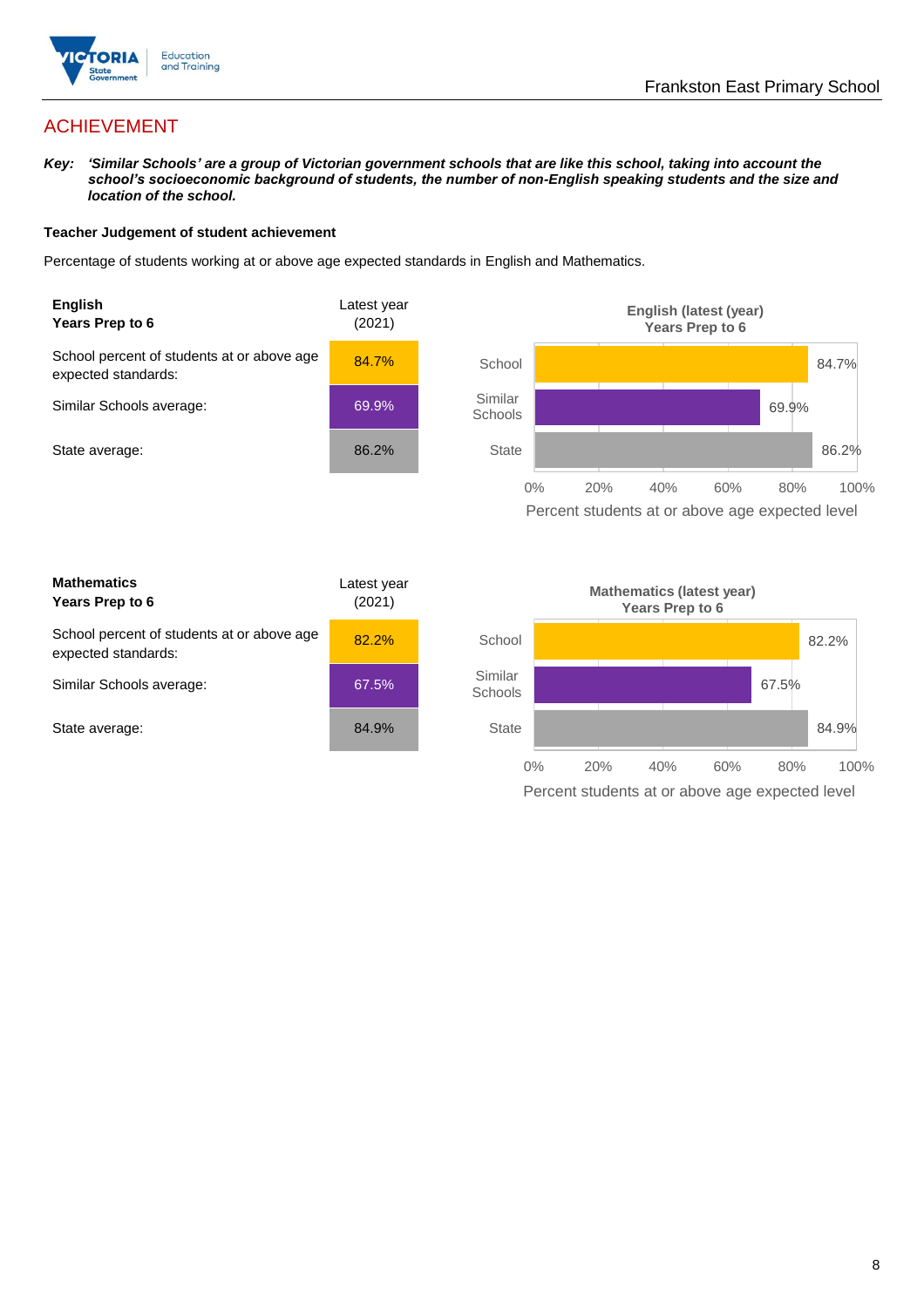## ACHIEVEMENT

***Key:*** ***'Similar Schools' are a group of Victorian government schools that are like this school, taking into account the school's socioeconomic background of students, the number of non-English speaking students and the size and location of the school.***

### Teacher Judgement of student achievement

Percentage of students working at or above age expected standards in English and Mathematics.

| **English**<br>**Years Prep to 6** | Latest year (2021) |
|---|---|
| School percent of students at or above age expected standards: | 84.7% |
| Similar Schools average: | 69.9% |
| State average: | 86.2% |

**English (latest (year) Years Prep to 6**

| | Percent students at or above age expected level |
|---|---|
| School | 84.7% |
| Similar Schools | 69.9% |
| State | 86.2% |

| **Mathematics**<br>**Years Prep to 6** | Latest year (2021) |
|---|---|
| School percent of students at or above age expected standards: | 82.2% |
| Similar Schools average: | 67.5% |
| State average: | 84.9% |

**Mathematics (latest year) Years Prep to 6**

| | Percent students at or above age expected level |
|---|---|
| School | 82.2% |
| Similar Schools | 67.5% |
| State | 84.9% |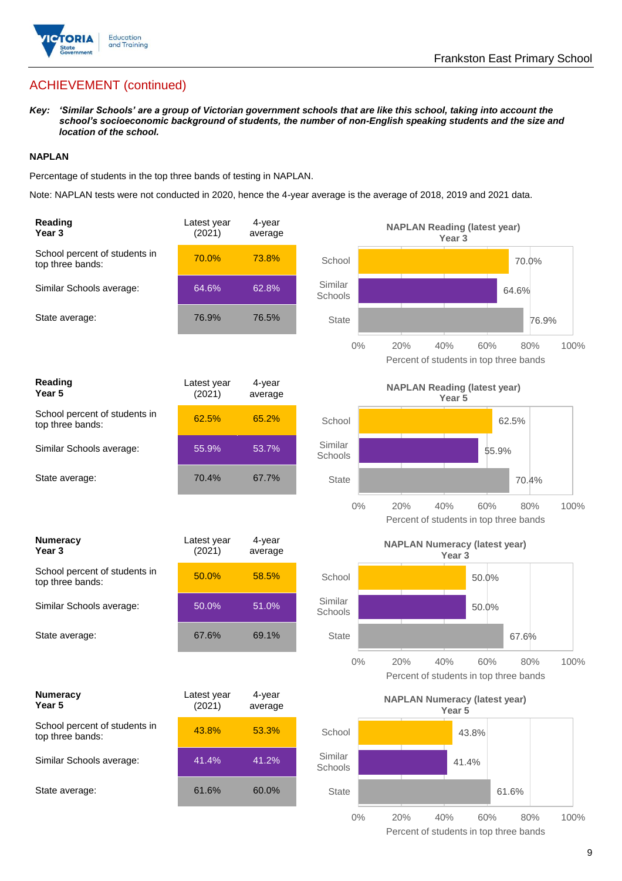## ACHIEVEMENT (continued)

***Key:*** ***'Similar Schools' are a group of Victorian government schools that are like this school, taking into account the school's socioeconomic background of students, the number of non-English speaking students and the size and location of the school.***

**NAPLAN**

Percentage of students in the top three bands of testing in NAPLAN.

Note: NAPLAN tests were not conducted in 2020, hence the 4-year average is the average of 2018, 2019 and 2021 data.

| **Reading Year 3** | Latest year (2021) | 4-year average |
|---|---|---|
| School percent of students in top three bands: | 70.0% | 73.8% |
| Similar Schools average: | 64.6% | 62.8% |
| State average: | 76.9% | 76.5% |

NAPLAN Reading (latest year) Year 3: School 70.0%, Similar Schools 64.6%, State 76.9% (Percent of students in top three bands)

| **Reading Year 5** | Latest year (2021) | 4-year average |
|---|---|---|
| School percent of students in top three bands: | 62.5% | 65.2% |
| Similar Schools average: | 55.9% | 53.7% |
| State average: | 70.4% | 67.7% |

NAPLAN Reading (latest year) Year 5: School 62.5%, Similar Schools 55.9%, State 70.4% (Percent of students in top three bands)

| **Numeracy Year 3** | Latest year (2021) | 4-year average |
|---|---|---|
| School percent of students in top three bands: | 50.0% | 58.5% |
| Similar Schools average: | 50.0% | 51.0% |
| State average: | 67.6% | 69.1% |

NAPLAN Numeracy (latest year) Year 3: School 50.0%, Similar Schools 50.0%, State 67.6% (Percent of students in top three bands)

| **Numeracy Year 5** | Latest year (2021) | 4-year average |
|---|---|---|
| School percent of students in top three bands: | 43.8% | 53.3% |
| Similar Schools average: | 41.4% | 41.2% |
| State average: | 61.6% | 60.0% |

NAPLAN Numeracy (latest year) Year 5: School 43.8%, Similar Schools 41.4%, State 61.6% (Percent of students in top three bands)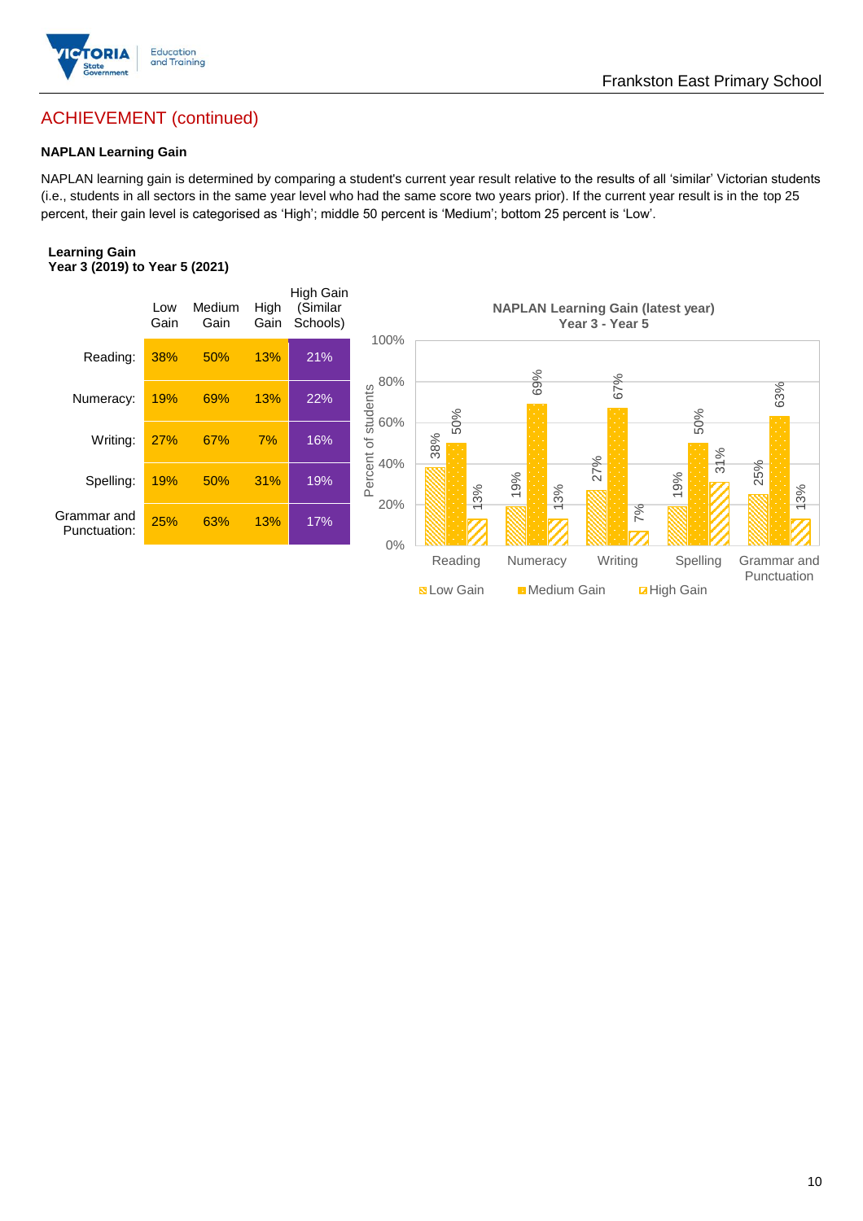## ACHIEVEMENT (continued)

### NAPLAN Learning Gain

NAPLAN learning gain is determined by comparing a student's current year result relative to the results of all 'similar' Victorian students (i.e., students in all sectors in the same year level who had the same score two years prior). If the current year result is in the top 25 percent, their gain level is categorised as 'High'; middle 50 percent is 'Medium'; bottom 25 percent is 'Low'.

**Learning Gain**
**Year 3 (2019) to Year 5 (2021)**

| | Low Gain | Medium Gain | High Gain | High Gain (Similar Schools) |
|---|---|---|---|---|
| Reading: | 38% | 50% | 13% | 21% |
| Numeracy: | 19% | 69% | 13% | 22% |
| Writing: | 27% | 67% | 7% | 16% |
| Spelling: | 19% | 50% | 31% | 19% |
| Grammar and Punctuation: | 25% | 63% | 13% | 17% |

**NAPLAN Learning Gain (latest year)**
**Year 3 - Year 5**

| | Low Gain | Medium Gain | High Gain |
|---|---|---|---|
| Reading | 38% | 50% | 13% |
| Numeracy | 19% | 69% | 13% |
| Writing | 27% | 67% | 7% |
| Spelling | 19% | 50% | 31% |
| Grammar and Punctuation | 25% | 63% | 13% |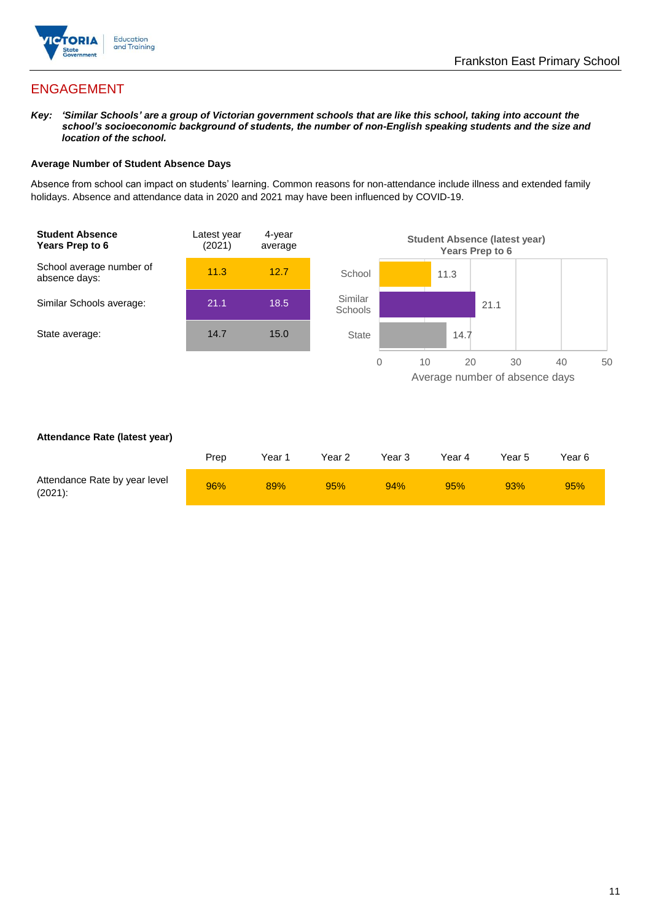## ENGAGEMENT

***Key:** 'Similar Schools' are a group of Victorian government schools that are like this school, taking into account the school's socioeconomic background of students, the number of non-English speaking students and the size and location of the school.*

**Average Number of Student Absence Days**

Absence from school can impact on students' learning. Common reasons for non-attendance include illness and extended family holidays. Absence and attendance data in 2020 and 2021 may have been influenced by COVID-19.

| **Student Absence Years Prep to 6** | Latest year (2021) | 4-year average |
|---|---|---|
| School average number of absence days: | 11.3 | 12.7 |
| Similar Schools average: | 21.1 | 18.5 |
| State average: | 14.7 | 15.0 |

**Student Absence (latest year) Years Prep to 6**

| | Average number of absence days |
|---|---|
| School | 11.3 |
| Similar Schools | 21.1 |
| State | 14.7 |

**Attendance Rate (latest year)**

| | Prep | Year 1 | Year 2 | Year 3 | Year 4 | Year 5 | Year 6 |
|---|---|---|---|---|---|---|---|
| Attendance Rate by year level (2021): | 96% | 89% | 95% | 94% | 95% | 93% | 95% |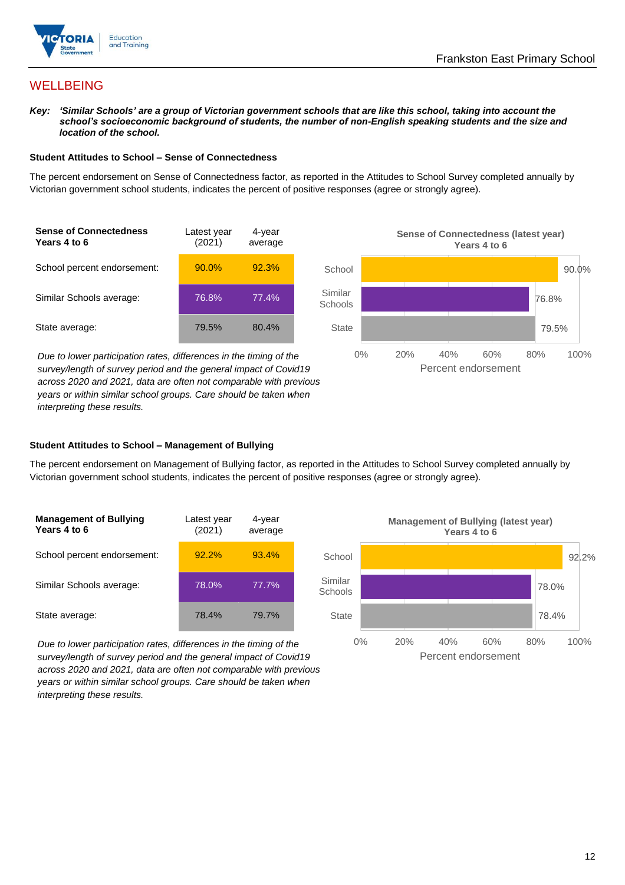## WELLBEING

***Key:*** ***'Similar Schools' are a group of Victorian government schools that are like this school, taking into account the school's socioeconomic background of students, the number of non-English speaking students and the size and location of the school.***

### Student Attitudes to School – Sense of Connectedness

The percent endorsement on Sense of Connectedness factor, as reported in the Attitudes to School Survey completed annually by Victorian government school students, indicates the percent of positive responses (agree or strongly agree).

| **Sense of Connectedness Years 4 to 6** | Latest year (2021) | 4-year average |
|---|---|---|
| School percent endorsement: | 90.0% | 92.3% |
| Similar Schools average: | 76.8% | 77.4% |
| State average: | 79.5% | 80.4% |

*Due to lower participation rates, differences in the timing of the survey/length of survey period and the general impact of Covid19 across 2020 and 2021, data are often not comparable with previous years or within similar school groups. Care should be taken when interpreting these results.*

**Sense of Connectedness (latest year) Years 4 to 6**

| | Percent endorsement |
|---|---|
| School | 90.0% |
| Similar Schools | 76.8% |
| State | 79.5% |

### Student Attitudes to School – Management of Bullying

The percent endorsement on Management of Bullying factor, as reported in the Attitudes to School Survey completed annually by Victorian government school students, indicates the percent of positive responses (agree or strongly agree).

| **Management of Bullying Years 4 to 6** | Latest year (2021) | 4-year average |
|---|---|---|
| School percent endorsement: | 92.2% | 93.4% |
| Similar Schools average: | 78.0% | 77.7% |
| State average: | 78.4% | 79.7% |

*Due to lower participation rates, differences in the timing of the survey/length of survey period and the general impact of Covid19 across 2020 and 2021, data are often not comparable with previous years or within similar school groups. Care should be taken when interpreting these results.*

**Management of Bullying (latest year) Years 4 to 6**

| | Percent endorsement |
|---|---|
| School | 92.2% |
| Similar Schools | 78.0% |
| State | 78.4% |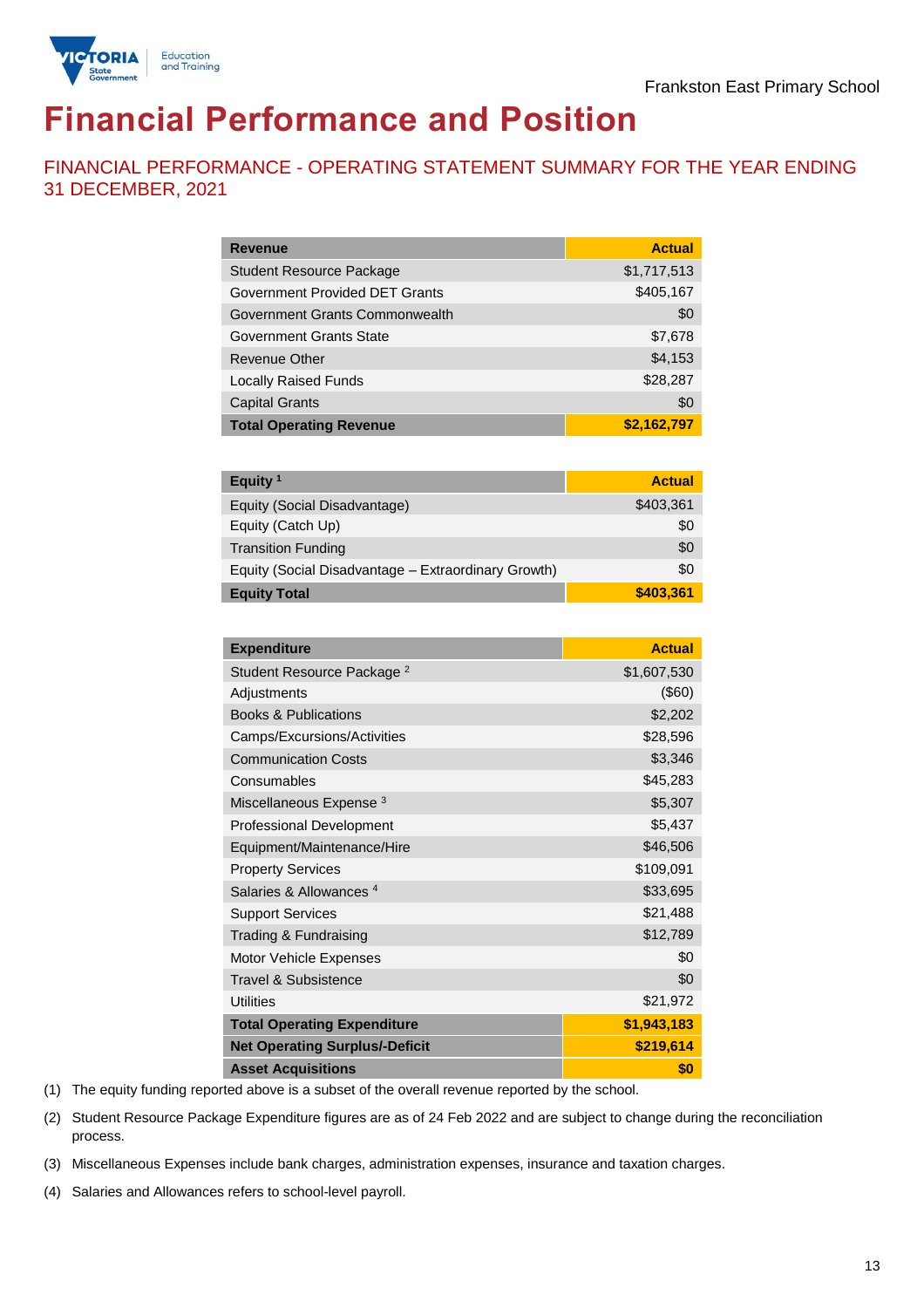Frankston East Primary School

# Financial Performance and Position

## FINANCIAL PERFORMANCE - OPERATING STATEMENT SUMMARY FOR THE YEAR ENDING 31 DECEMBER, 2021

| Revenue | Actual |
|---|---|
| Student Resource Package | $1,717,513 |
| Government Provided DET Grants | $405,167 |
| Government Grants Commonwealth | $0 |
| Government Grants State | $7,678 |
| Revenue Other | $4,153 |
| Locally Raised Funds | $28,287 |
| Capital Grants | $0 |
| **Total Operating Revenue** | **$2,162,797** |

| Equity [1] | Actual |
|---|---|
| Equity (Social Disadvantage) | $403,361 |
| Equity (Catch Up) | $0 |
| Transition Funding | $0 |
| Equity (Social Disadvantage – Extraordinary Growth) | $0 |
| **Equity Total** | **$403,361** |

| Expenditure | Actual |
|---|---|
| Student Resource Package [2] | $1,607,530 |
| Adjustments | ($60) |
| Books & Publications | $2,202 |
| Camps/Excursions/Activities | $28,596 |
| Communication Costs | $3,346 |
| Consumables | $45,283 |
| Miscellaneous Expense [3] | $5,307 |
| Professional Development | $5,437 |
| Equipment/Maintenance/Hire | $46,506 |
| Property Services | $109,091 |
| Salaries & Allowances [4] | $33,695 |
| Support Services | $21,488 |
| Trading & Fundraising | $12,789 |
| Motor Vehicle Expenses | $0 |
| Travel & Subsistence | $0 |
| Utilities | $21,972 |
| **Total Operating Expenditure** | **$1,943,183** |
| **Net Operating Surplus/-Deficit** | **$219,614** |
| **Asset Acquisitions** | **$0** |

(1) The equity funding reported above is a subset of the overall revenue reported by the school.

(2) Student Resource Package Expenditure figures are as of 24 Feb 2022 and are subject to change during the reconciliation process.

(3) Miscellaneous Expenses include bank charges, administration expenses, insurance and taxation charges.

(4) Salaries and Allowances refers to school-level payroll.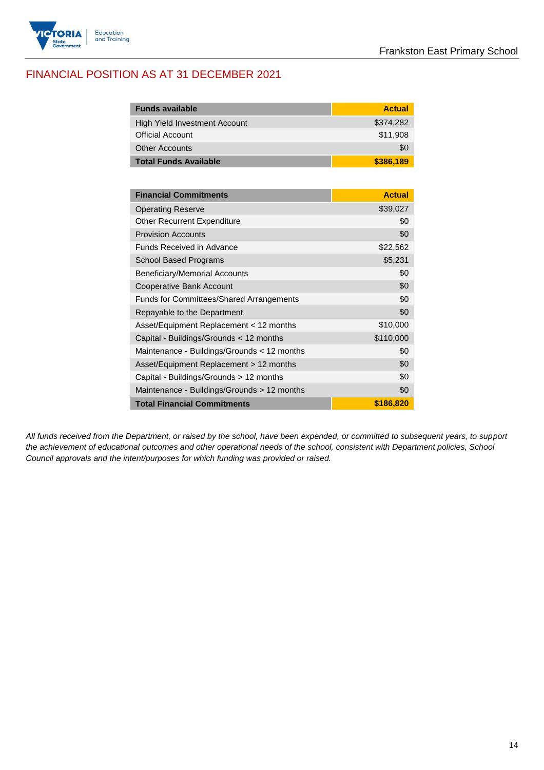## FINANCIAL POSITION AS AT 31 DECEMBER 2021

| Funds available | Actual |
|---|---|
| High Yield Investment Account | $374,282 |
| Official Account | $11,908 |
| Other Accounts | $0 |
| **Total Funds Available** | **$386,189** |

| Financial Commitments | Actual |
|---|---|
| Operating Reserve | $39,027 |
| Other Recurrent Expenditure | $0 |
| Provision Accounts | $0 |
| Funds Received in Advance | $22,562 |
| School Based Programs | $5,231 |
| Beneficiary/Memorial Accounts | $0 |
| Cooperative Bank Account | $0 |
| Funds for Committees/Shared Arrangements | $0 |
| Repayable to the Department | $0 |
| Asset/Equipment Replacement < 12 months | $10,000 |
| Capital - Buildings/Grounds < 12 months | $110,000 |
| Maintenance - Buildings/Grounds < 12 months | $0 |
| Asset/Equipment Replacement > 12 months | $0 |
| Capital - Buildings/Grounds > 12 months | $0 |
| Maintenance - Buildings/Grounds > 12 months | $0 |
| **Total Financial Commitments** | **$186,820** |

*All funds received from the Department, or raised by the school, have been expended, or committed to subsequent years, to support the achievement of educational outcomes and other operational needs of the school, consistent with Department policies, School Council approvals and the intent/purposes for which funding was provided or raised.*